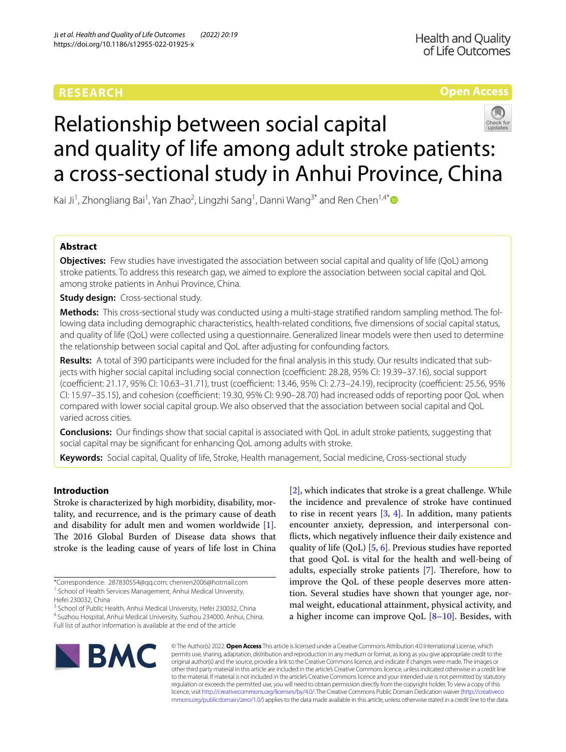RESEARCH

Open Access

# Relationship between social capital and quality of life among adult stroke patients: a cross-sectional study in Anhui Province, China

Kai Ji[1], Zhongliang Bai[1], Yan Zhao[2], Lingzhi Sang[1], Danni Wang[3*] and Ren Chen[1,4*]

## Abstract

**Objectives:** Few studies have investigated the association between social capital and quality of life (QoL) among stroke patients. To address this research gap, we aimed to explore the association between social capital and QoL among stroke patients in Anhui Province, China.

**Study design:** Cross-sectional study.

**Methods:** This cross-sectional study was conducted using a multi-stage stratified random sampling method. The following data including demographic characteristics, health-related conditions, five dimensions of social capital status, and quality of life (QoL) were collected using a questionnaire. Generalized linear models were then used to determine the relationship between social capital and QoL after adjusting for confounding factors.

**Results:** A total of 390 participants were included for the final analysis in this study. Our results indicated that subjects with higher social capital including social connection (coefficient: 28.28, 95% CI: 19.39–37.16), social support (coefficient: 21.17, 95% CI: 10.63–31.71), trust (coefficient: 13.46, 95% CI: 2.73–24.19), reciprocity (coefficient: 25.56, 95% CI: 15.97–35.15), and cohesion (coefficient: 19.30, 95% CI: 9.90–28.70) had increased odds of reporting poor QoL when compared with lower social capital group. We also observed that the association between social capital and QoL varied across cities.

**Conclusions:** Our findings show that social capital is associated with QoL in adult stroke patients, suggesting that social capital may be significant for enhancing QoL among adults with stroke.

**Keywords:** Social capital, Quality of life, Stroke, Health management, Social medicine, Cross-sectional study

## Introduction

Stroke is characterized by high morbidity, disability, mortality, and recurrence, and is the primary cause of death and disability for adult men and women worldwide [1]. The 2016 Global Burden of Disease data shows that stroke is the leading cause of years of life lost in China [2], which indicates that stroke is a great challenge. While the incidence and prevalence of stroke have continued to rise in recent years [3, 4]. In addition, many patients encounter anxiety, depression, and interpersonal conflicts, which negatively influence their daily existence and quality of life (QoL) [5, 6]. Previous studies have reported that good QoL is vital for the health and well-being of adults, especially stroke patients [7]. Therefore, how to improve the QoL of these people deserves more attention. Several studies have shown that younger age, normal weight, educational attainment, physical activity, and a higher income can improve QoL [8–10]. Besides, with

*Correspondence: 287830554@qq.com; chenren2006@hotmail.com
[1] School of Health Services Management, Anhui Medical University, Hefei 230032, China
[3] School of Public Health, Anhui Medical University, Hefei 230032, China
[4] Suzhou Hospital, Anhui Medical University, Suzhou 234000, Anhui, China.
Full list of author information is available at the end of the article

© The Author(s) 2022. **Open Access** This article is licensed under a Creative Commons Attribution 4.0 International License, which permits use, sharing, adaptation, distribution and reproduction in any medium or format, as long as you give appropriate credit to the original author(s) and the source, provide a link to the Creative Commons licence, and indicate if changes were made. The images or other third party material in this article are included in the article's Creative Commons licence, unless indicated otherwise in a credit line to the material. If material is not included in the article's Creative Commons licence and your intended use is not permitted by statutory regulation or exceeds the permitted use, you will need to obtain permission directly from the copyright holder. To view a copy of this licence, visit http://creativecommons.org/licenses/by/4.0/. The Creative Commons Public Domain Dedication waiver (http://creativecommons.org/publicdomain/zero/1.0/) applies to the data made available in this article, unless otherwise stated in a credit line to the data.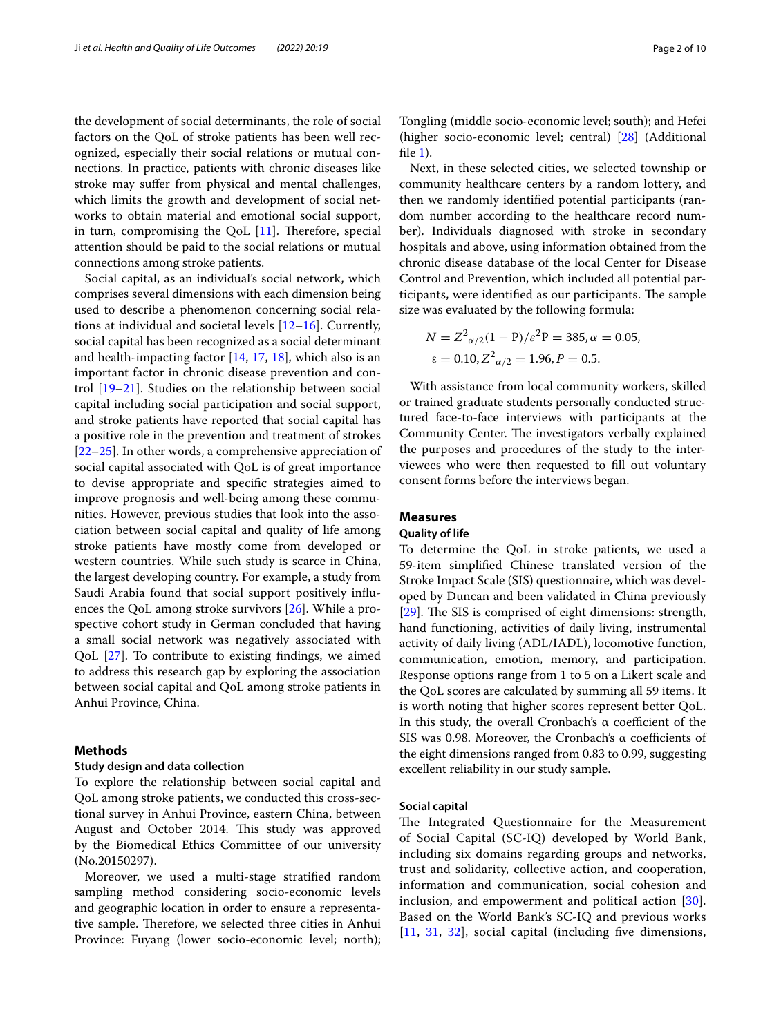the development of social determinants, the role of social factors on the QoL of stroke patients has been well recognized, especially their social relations or mutual connections. In practice, patients with chronic diseases like stroke may suffer from physical and mental challenges, which limits the growth and development of social networks to obtain material and emotional social support, in turn, compromising the QoL [11]. Therefore, special attention should be paid to the social relations or mutual connections among stroke patients.

Social capital, as an individual's social network, which comprises several dimensions with each dimension being used to describe a phenomenon concerning social relations at individual and societal levels [12–16]. Currently, social capital has been recognized as a social determinant and health-impacting factor [14, 17, 18], which also is an important factor in chronic disease prevention and control [19–21]. Studies on the relationship between social capital including social participation and social support, and stroke patients have reported that social capital has a positive role in the prevention and treatment of strokes [22–25]. In other words, a comprehensive appreciation of social capital associated with QoL is of great importance to devise appropriate and specific strategies aimed to improve prognosis and well-being among these communities. However, previous studies that look into the association between social capital and quality of life among stroke patients have mostly come from developed or western countries. While such study is scarce in China, the largest developing country. For example, a study from Saudi Arabia found that social support positively influences the QoL among stroke survivors [26]. While a prospective cohort study in German concluded that having a small social network was negatively associated with QoL [27]. To contribute to existing findings, we aimed to address this research gap by exploring the association between social capital and QoL among stroke patients in Anhui Province, China.

## Methods

### Study design and data collection

To explore the relationship between social capital and QoL among stroke patients, we conducted this cross-sectional survey in Anhui Province, eastern China, between August and October 2014. This study was approved by the Biomedical Ethics Committee of our university (No.20150297).

Moreover, we used a multi-stage stratified random sampling method considering socio-economic levels and geographic location in order to ensure a representative sample. Therefore, we selected three cities in Anhui Province: Fuyang (lower socio-economic level; north); Tongling (middle socio-economic level; south); and Hefei (higher socio-economic level; central) [28] (Additional file 1).

Next, in these selected cities, we selected township or community healthcare centers by a random lottery, and then we randomly identified potential participants (random number according to the healthcare record number). Individuals diagnosed with stroke in secondary hospitals and above, using information obtained from the chronic disease database of the local Center for Disease Control and Prevention, which included all potential participants, were identified as our participants. The sample size was evaluated by the following formula:

$$N = Z^2_{\alpha/2}(1 - \mathrm{P})/\varepsilon^2\mathrm{P} = 385, \alpha = 0.05,$$
$$\varepsilon = 0.10, Z^2_{\alpha/2} = 1.96, P = 0.5.$$

With assistance from local community workers, skilled or trained graduate students personally conducted structured face-to-face interviews with participants at the Community Center. The investigators verbally explained the purposes and procedures of the study to the interviewees who were then requested to fill out voluntary consent forms before the interviews began.

## Measures

### Quality of life

To determine the QoL in stroke patients, we used a 59-item simplified Chinese translated version of the Stroke Impact Scale (SIS) questionnaire, which was developed by Duncan and been validated in China previously [29]. The SIS is comprised of eight dimensions: strength, hand functioning, activities of daily living, instrumental activity of daily living (ADL/IADL), locomotive function, communication, emotion, memory, and participation. Response options range from 1 to 5 on a Likert scale and the QoL scores are calculated by summing all 59 items. It is worth noting that higher scores represent better QoL. In this study, the overall Cronbach's α coefficient of the SIS was 0.98. Moreover, the Cronbach's α coefficients of the eight dimensions ranged from 0.83 to 0.99, suggesting excellent reliability in our study sample.

### Social capital

The Integrated Questionnaire for the Measurement of Social Capital (SC-IQ) developed by World Bank, including six domains regarding groups and networks, trust and solidarity, collective action, and cooperation, information and communication, social cohesion and inclusion, and empowerment and political action [30]. Based on the World Bank's SC-IQ and previous works [11, 31, 32], social capital (including five dimensions,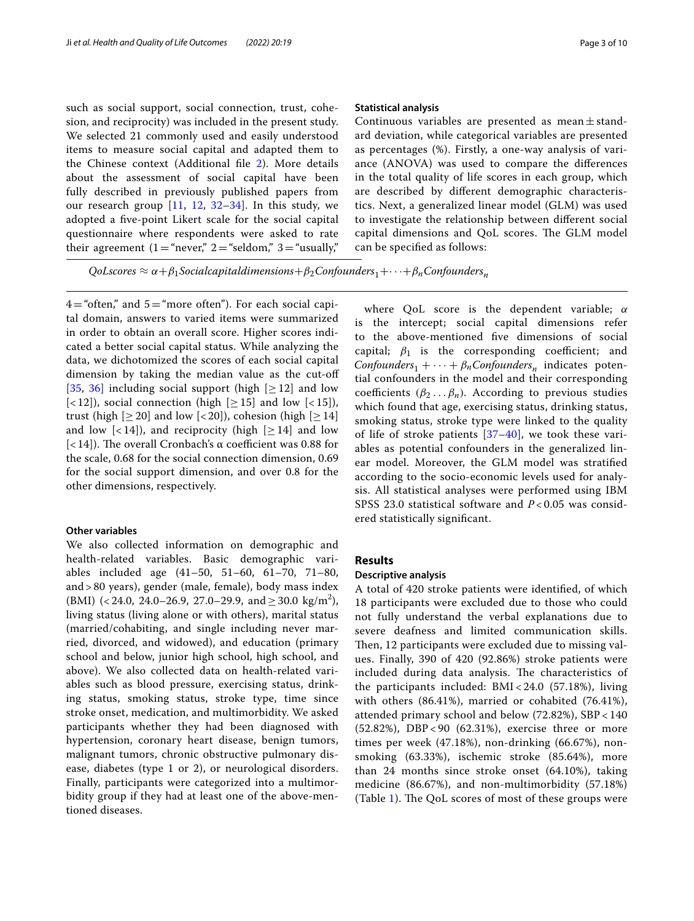such as social support, social connection, trust, cohesion, and reciprocity) was included in the present study. We selected 21 commonly used and easily understood items to measure social capital and adapted them to the Chinese context (Additional file 2). More details about the assessment of social capital have been fully described in previously published papers from our research group [11, 12, 32–34]. In this study, we adopted a five-point Likert scale for the social capital questionnaire where respondents were asked to rate their agreement (1 = "never," 2 = "seldom," 3 = "usually," 4 = "often," and 5 = "more often"). For each social capital domain, answers to varied items were summarized in order to obtain an overall score. Higher scores indicated a better social capital status. While analyzing the data, we dichotomized the scores of each social capital dimension by taking the median value as the cut-off [35, 36] including social support (high [≥ 12] and low [< 12]), social connection (high [≥ 15] and low [< 15]), trust (high [≥ 20] and low [< 20]), cohesion (high [≥ 14] and low [< 14]), and reciprocity (high [≥ 14] and low [< 14]). The overall Cronbach's α coefficient was 0.88 for the scale, 0.68 for the social connection dimension, 0.69 for the social support dimension, and over 0.8 for the other dimensions, respectively.

### Other variables

We also collected information on demographic and health-related variables. Basic demographic variables included age (41–50, 51–60, 61–70, 71–80, and > 80 years), gender (male, female), body mass index (BMI) (< 24.0, 24.0–26.9, 27.0–29.9, and ≥ 30.0 kg/m$^2$), living status (living alone or with others), marital status (married/cohabiting, and single including never married, divorced, and widowed), and education (primary school and below, junior high school, high school, and above). We also collected data on health-related variables such as blood pressure, exercising status, drinking status, smoking status, stroke type, time since stroke onset, medication, and multimorbidity. We asked participants whether they had been diagnosed with hypertension, coronary heart disease, benign tumors, malignant tumors, chronic obstructive pulmonary disease, diabetes (type 1 or 2), or neurological disorders. Finally, participants were categorized into a multimorbidity group if they had at least one of the above-mentioned diseases.

### Statistical analysis

Continuous variables are presented as mean ± standard deviation, while categorical variables are presented as percentages (%). Firstly, a one-way analysis of variance (ANOVA) was used to compare the differences in the total quality of life scores in each group, which are described by different demographic characteristics. Next, a generalized linear model (GLM) was used to investigate the relationship between different social capital dimensions and QoL scores. The GLM model can be specified as follows:

$$QoLscores \approx \alpha + \beta_1 Socialcapitaldimensions + \beta_2 Confounders_1 + \cdots + \beta_n Confounders_n$$

where QoL score is the dependent variable; $\alpha$ is the intercept; social capital dimensions refer to the above-mentioned five dimensions of social capital; $\beta_1$ is the corresponding coefficient; and $Confounders_1 + \cdots + \beta_n Confounders_n$ indicates potential confounders in the model and their corresponding coefficients ($\beta_2 \ldots \beta_n$). According to previous studies which found that age, exercising status, drinking status, smoking status, stroke type were linked to the quality of life of stroke patients [37–40], we took these variables as potential confounders in the generalized linear model. Moreover, the GLM model was stratified according to the socio-economic levels used for analysis. All statistical analyses were performed using IBM SPSS 23.0 statistical software and $P < 0.05$ was considered statistically significant.

## Results

### Descriptive analysis

A total of 420 stroke patients were identified, of which 18 participants were excluded due to those who could not fully understand the verbal explanations due to severe deafness and limited communication skills. Then, 12 participants were excluded due to missing values. Finally, 390 of 420 (92.86%) stroke patients were included during data analysis. The characteristics of the participants included: BMI < 24.0 (57.18%), living with others (86.41%), married or cohabited (76.41%), attended primary school and below (72.82%), SBP < 140 (52.82%), DBP < 90 (62.31%), exercise three or more times per week (47.18%), non-drinking (66.67%), non-smoking (63.33%), ischemic stroke (85.64%), more than 24 months since stroke onset (64.10%), taking medicine (86.67%), and non-multimorbidity (57.18%) (Table 1). The QoL scores of most of these groups were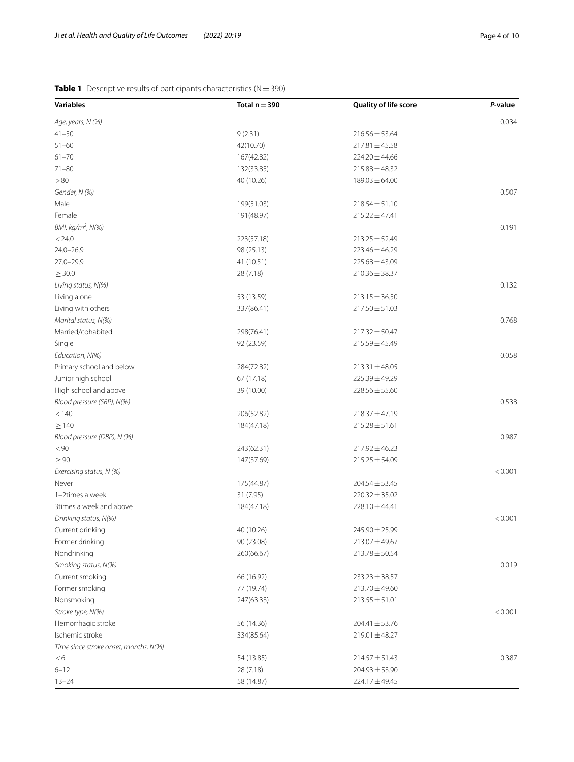**Table 1** Descriptive results of participants characteristics (N = 390)

| Variables | Total n = 390 | Quality of life score | *P*-value |
|---|---|---|---|
| *Age, years, N (%)* | | | 0.034 |
| 41–50 | 9 (2.31) | 216.56 ± 53.64 | |
| 51–60 | 42(10.70) | 217.81 ± 45.58 | |
| 61–70 | 167(42.82) | 224.20 ± 44.66 | |
| 71–80 | 132(33.85) | 215.88 ± 48.32 | |
| > 80 | 40 (10.26) | 189.03 ± 64.00 | |
| *Gender, N (%)* | | | 0.507 |
| Male | 199(51.03) | 218.54 ± 51.10 | |
| Female | 191(48.97) | 215.22 ± 47.41 | |
| *BMI, kg/m$^2$, N(%)* | | | 0.191 |
| < 24.0 | 223(57.18) | 213.25 ± 52.49 | |
| 24.0–26.9 | 98 (25.13) | 223.46 ± 46.29 | |
| 27.0–29.9 | 41 (10.51) | 225.68 ± 43.09 | |
| ≥ 30.0 | 28 (7.18) | 210.36 ± 38.37 | |
| *Living status, N(%)* | | | 0.132 |
| Living alone | 53 (13.59) | 213.15 ± 36.50 | |
| Living with others | 337(86.41) | 217.50 ± 51.03 | |
| *Marital status, N(%)* | | | 0.768 |
| Married/cohabited | 298(76.41) | 217.32 ± 50.47 | |
| Single | 92 (23.59) | 215.59 ± 45.49 | |
| *Education, N(%)* | | | 0.058 |
| Primary school and below | 284(72.82) | 213.31 ± 48.05 | |
| Junior high school | 67 (17.18) | 225.39 ± 49.29 | |
| High school and above | 39 (10.00) | 228.56 ± 55.60 | |
| *Blood pressure (SBP), N(%)* | | | 0.538 |
| < 140 | 206(52.82) | 218.37 ± 47.19 | |
| ≥ 140 | 184(47.18) | 215.28 ± 51.61 | |
| *Blood pressure (DBP), N (%)* | | | 0.987 |
| < 90 | 243(62.31) | 217.92 ± 46.23 | |
| ≥ 90 | 147(37.69) | 215.25 ± 54.09 | |
| *Exercising status, N (%)* | | | < 0.001 |
| Never | 175(44.87) | 204.54 ± 53.45 | |
| 1–2times a week | 31 (7.95) | 220.32 ± 35.02 | |
| 3times a week and above | 184(47.18) | 228.10 ± 44.41 | |
| *Drinking status, N(%)* | | | < 0.001 |
| Current drinking | 40 (10.26) | 245.90 ± 25.99 | |
| Former drinking | 90 (23.08) | 213.07 ± 49.67 | |
| Nondrinking | 260(66.67) | 213.78 ± 50.54 | |
| *Smoking status, N(%)* | | | 0.019 |
| Current smoking | 66 (16.92) | 233.23 ± 38.57 | |
| Former smoking | 77 (19.74) | 213.70 ± 49.60 | |
| Nonsmoking | 247(63.33) | 213.55 ± 51.01 | |
| *Stroke type, N(%)* | | | < 0.001 |
| Hemorrhagic stroke | 56 (14.36) | 204.41 ± 53.76 | |
| Ischemic stroke | 334(85.64) | 219.01 ± 48.27 | |
| *Time since stroke onset, months, N(%)* | | | |
| < 6 | 54 (13.85) | 214.57 ± 51.43 | 0.387 |
| 6–12 | 28 (7.18) | 204.93 ± 53.90 | |
| 13–24 | 58 (14.87) | 224.17 ± 49.45 | |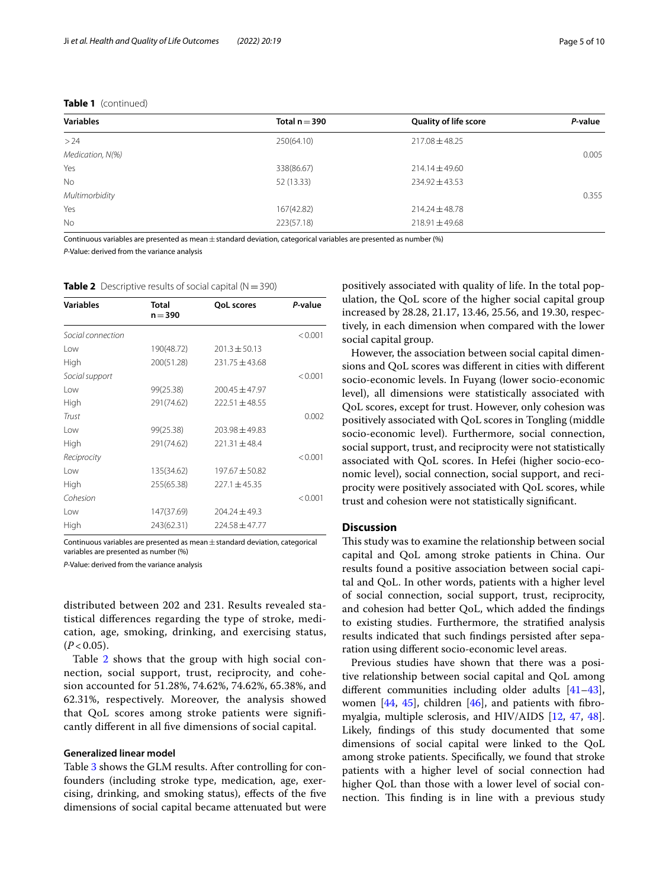**Table 1** (continued)

| Variables | Total n = 390 | Quality of life score | *P*-value |
|---|---|---|---|
| > 24 | 250(64.10) | 217.08 ± 48.25 | |
| *Medication, N(%)* | | | 0.005 |
| Yes | 338(86.67) | 214.14 ± 49.60 | |
| No | 52 (13.33) | 234.92 ± 43.53 | |
| *Multimorbidity* | | | 0.355 |
| Yes | 167(42.82) | 214.24 ± 48.78 | |
| No | 223(57.18) | 218.91 ± 49.68 | |

Continuous variables are presented as mean ± standard deviation, categorical variables are presented as number (%)

*P*-Value: derived from the variance analysis

**Table 2** Descriptive results of social capital (N = 390)

| Variables | Total n = 390 | QoL scores | *P*-value |
|---|---|---|---|
| *Social connection* | | | < 0.001 |
| Low | 190(48.72) | 201.3 ± 50.13 | |
| High | 200(51.28) | 231.75 ± 43.68 | |
| *Social support* | | | < 0.001 |
| Low | 99(25.38) | 200.45 ± 47.97 | |
| High | 291(74.62) | 222.51 ± 48.55 | |
| *Trust* | | | 0.002 |
| Low | 99(25.38) | 203.98 ± 49.83 | |
| High | 291(74.62) | 221.31 ± 48.4 | |
| *Reciprocity* | | | < 0.001 |
| Low | 135(34.62) | 197.67 ± 50.82 | |
| High | 255(65.38) | 227.1 ± 45.35 | |
| *Cohesion* | | | < 0.001 |
| Low | 147(37.69) | 204.24 ± 49.3 | |
| High | 243(62.31) | 224.58 ± 47.77 | |

Continuous variables are presented as mean ± standard deviation, categorical variables are presented as number (%)

*P*-Value: derived from the variance analysis

distributed between 202 and 231. Results revealed statistical differences regarding the type of stroke, medication, age, smoking, drinking, and exercising status, ($P < 0.05$).

Table 2 shows that the group with high social connection, social support, trust, reciprocity, and cohesion accounted for 51.28%, 74.62%, 74.62%, 65.38%, and 62.31%, respectively. Moreover, the analysis showed that QoL scores among stroke patients were significantly different in all five dimensions of social capital.

### Generalized linear model

Table 3 shows the GLM results. After controlling for confounders (including stroke type, medication, age, exercising, drinking, and smoking status), effects of the five dimensions of social capital became attenuated but were positively associated with quality of life. In the total population, the QoL score of the higher social capital group increased by 28.28, 21.17, 13.46, 25.56, and 19.30, respectively, in each dimension when compared with the lower social capital group.

However, the association between social capital dimensions and QoL scores was different in cities with different socio-economic levels. In Fuyang (lower socio-economic level), all dimensions were statistically associated with QoL scores, except for trust. However, only cohesion was positively associated with QoL scores in Tongling (middle socio-economic level). Furthermore, social connection, social support, trust, and reciprocity were not statistically associated with QoL scores. In Hefei (higher socio-economic level), social connection, social support, and reciprocity were positively associated with QoL scores, while trust and cohesion were not statistically significant.

## Discussion

This study was to examine the relationship between social capital and QoL among stroke patients in China. Our results found a positive association between social capital and QoL. In other words, patients with a higher level of social connection, social support, trust, reciprocity, and cohesion had better QoL, which added the findings to existing studies. Furthermore, the stratified analysis results indicated that such findings persisted after separation using different socio-economic level areas.

Previous studies have shown that there was a positive relationship between social capital and QoL among different communities including older adults [41–43], women [44, 45], children [46], and patients with fibromyalgia, multiple sclerosis, and HIV/AIDS [12, 47, 48]. Likely, findings of this study documented that some dimensions of social capital were linked to the QoL among stroke patients. Specifically, we found that stroke patients with a higher level of social connection had higher QoL than those with a lower level of social connection. This finding is in line with a previous study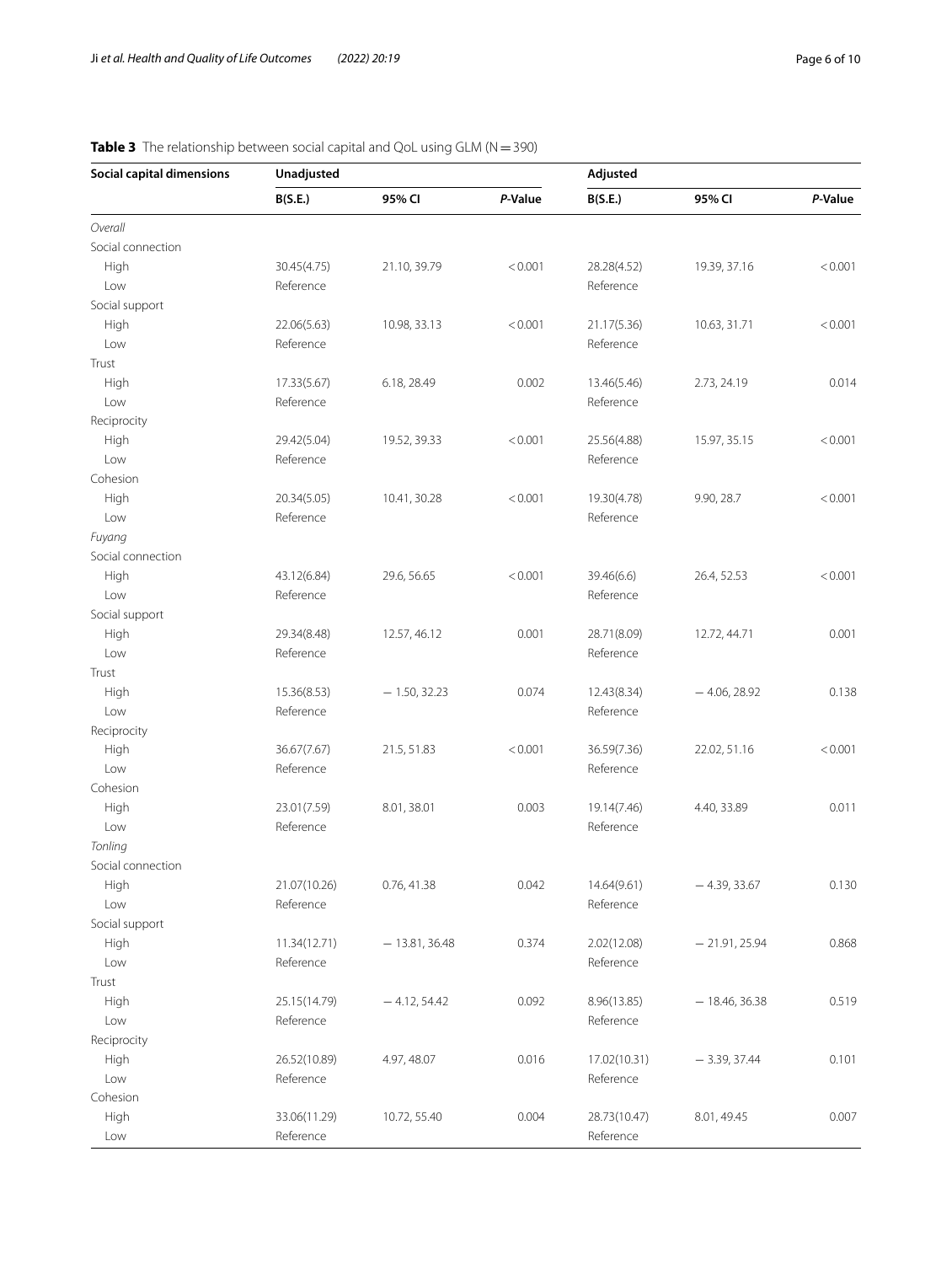**Table 3** The relationship between social capital and QoL using GLM (N = 390)

| Social capital dimensions | Unadjusted | | | Adjusted | | |
|---|---|---|---|---|---|---|
| | B(S.E.) | 95% CI | *P*-Value | B(S.E.) | 95% CI | *P*-Value |
| *Overall* | | | | | | |
| Social connection | | | | | | |
| High | 30.45(4.75) | 21.10, 39.79 | < 0.001 | 28.28(4.52) | 19.39, 37.16 | < 0.001 |
| Low | Reference | | | Reference | | |
| Social support | | | | | | |
| High | 22.06(5.63) | 10.98, 33.13 | < 0.001 | 21.17(5.36) | 10.63, 31.71 | < 0.001 |
| Low | Reference | | | Reference | | |
| Trust | | | | | | |
| High | 17.33(5.67) | 6.18, 28.49 | 0.002 | 13.46(5.46) | 2.73, 24.19 | 0.014 |
| Low | Reference | | | Reference | | |
| Reciprocity | | | | | | |
| High | 29.42(5.04) | 19.52, 39.33 | < 0.001 | 25.56(4.88) | 15.97, 35.15 | < 0.001 |
| Low | Reference | | | Reference | | |
| Cohesion | | | | | | |
| High | 20.34(5.05) | 10.41, 30.28 | < 0.001 | 19.30(4.78) | 9.90, 28.7 | < 0.001 |
| Low | Reference | | | Reference | | |
| *Fuyang* | | | | | | |
| Social connection | | | | | | |
| High | 43.12(6.84) | 29.6, 56.65 | < 0.001 | 39.46(6.6) | 26.4, 52.53 | < 0.001 |
| Low | Reference | | | Reference | | |
| Social support | | | | | | |
| High | 29.34(8.48) | 12.57, 46.12 | 0.001 | 28.71(8.09) | 12.72, 44.71 | 0.001 |
| Low | Reference | | | Reference | | |
| Trust | | | | | | |
| High | 15.36(8.53) | − 1.50, 32.23 | 0.074 | 12.43(8.34) | − 4.06, 28.92 | 0.138 |
| Low | Reference | | | Reference | | |
| Reciprocity | | | | | | |
| High | 36.67(7.67) | 21.5, 51.83 | < 0.001 | 36.59(7.36) | 22.02, 51.16 | < 0.001 |
| Low | Reference | | | Reference | | |
| Cohesion | | | | | | |
| High | 23.01(7.59) | 8.01, 38.01 | 0.003 | 19.14(7.46) | 4.40, 33.89 | 0.011 |
| Low | Reference | | | Reference | | |
| *Tonling* | | | | | | |
| Social connection | | | | | | |
| High | 21.07(10.26) | 0.76, 41.38 | 0.042 | 14.64(9.61) | − 4.39, 33.67 | 0.130 |
| Low | Reference | | | Reference | | |
| Social support | | | | | | |
| High | 11.34(12.71) | − 13.81, 36.48 | 0.374 | 2.02(12.08) | − 21.91, 25.94 | 0.868 |
| Low | Reference | | | Reference | | |
| Trust | | | | | | |
| High | 25.15(14.79) | − 4.12, 54.42 | 0.092 | 8.96(13.85) | − 18.46, 36.38 | 0.519 |
| Low | Reference | | | Reference | | |
| Reciprocity | | | | | | |
| High | 26.52(10.89) | 4.97, 48.07 | 0.016 | 17.02(10.31) | − 3.39, 37.44 | 0.101 |
| Low | Reference | | | Reference | | |
| Cohesion | | | | | | |
| High | 33.06(11.29) | 10.72, 55.40 | 0.004 | 28.73(10.47) | 8.01, 49.45 | 0.007 |
| Low | Reference | | | Reference | | |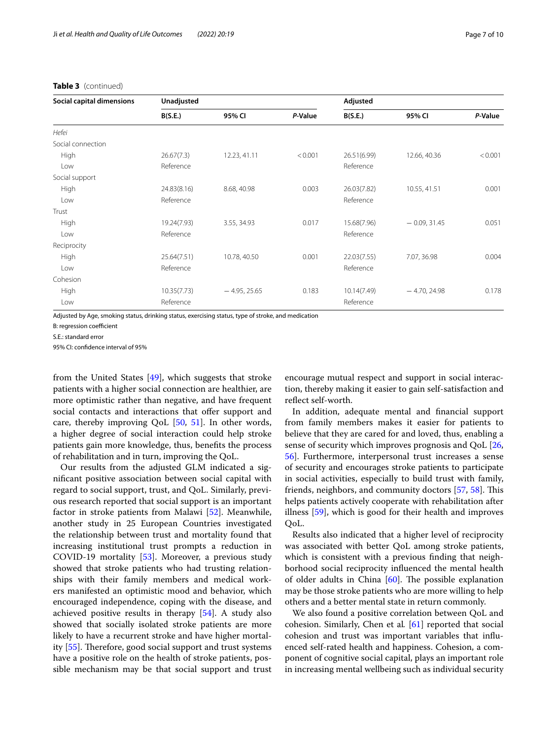**Table 3** (continued)

| Social capital dimensions | Unadjusted | | | Adjusted | | |
|---|---|---|---|---|---|---|
| | B(S.E.) | 95% CI | *P*-Value | B(S.E.) | 95% CI | *P*-Value |
| *Hefei* | | | | | | |
| Social connection | | | | | | |
| High | 26.67(7.3) | 12.23, 41.11 | < 0.001 | 26.51(6.99) | 12.66, 40.36 | < 0.001 |
| Low | Reference | | | Reference | | |
| Social support | | | | | | |
| High | 24.83(8.16) | 8.68, 40.98 | 0.003 | 26.03(7.82) | 10.55, 41.51 | 0.001 |
| Low | Reference | | | Reference | | |
| Trust | | | | | | |
| High | 19.24(7.93) | 3.55, 34.93 | 0.017 | 15.68(7.96) | − 0.09, 31.45 | 0.051 |
| Low | Reference | | | Reference | | |
| Reciprocity | | | | | | |
| High | 25.64(7.51) | 10.78, 40.50 | 0.001 | 22.03(7.55) | 7.07, 36.98 | 0.004 |
| Low | Reference | | | Reference | | |
| Cohesion | | | | | | |
| High | 10.35(7.73) | − 4.95, 25.65 | 0.183 | 10.14(7.49) | − 4.70, 24.98 | 0.178 |
| Low | Reference | | | Reference | | |

Adjusted by Age, smoking status, drinking status, exercising status, type of stroke, and medication

B: regression coefficient

S.E.: standard error

95% CI: confidence interval of 95%

from the United States [49], which suggests that stroke patients with a higher social connection are healthier, are more optimistic rather than negative, and have frequent social contacts and interactions that offer support and care, thereby improving QoL [50, 51]. In other words, a higher degree of social interaction could help stroke patients gain more knowledge, thus, benefits the process of rehabilitation and in turn, improving the QoL.

Our results from the adjusted GLM indicated a significant positive association between social capital with regard to social support, trust, and QoL. Similarly, previous research reported that social support is an important factor in stroke patients from Malawi [52]. Meanwhile, another study in 25 European Countries investigated the relationship between trust and mortality found that increasing institutional trust prompts a reduction in COVID-19 mortality [53]. Moreover, a previous study showed that stroke patients who had trusting relationships with their family members and medical workers manifested an optimistic mood and behavior, which encouraged independence, coping with the disease, and achieved positive results in therapy [54]. A study also showed that socially isolated stroke patients are more likely to have a recurrent stroke and have higher mortality [55]. Therefore, good social support and trust systems have a positive role on the health of stroke patients, possible mechanism may be that social support and trust encourage mutual respect and support in social interaction, thereby making it easier to gain self-satisfaction and reflect self-worth.

In addition, adequate mental and financial support from family members makes it easier for patients to believe that they are cared for and loved, thus, enabling a sense of security which improves prognosis and QoL [26, 56]. Furthermore, interpersonal trust increases a sense of security and encourages stroke patients to participate in social activities, especially to build trust with family, friends, neighbors, and community doctors [57, 58]. This helps patients actively cooperate with rehabilitation after illness [59], which is good for their health and improves QoL.

Results also indicated that a higher level of reciprocity was associated with better QoL among stroke patients, which is consistent with a previous finding that neighborhood social reciprocity influenced the mental health of older adults in China [60]. The possible explanation may be those stroke patients who are more willing to help others and a better mental state in return commonly.

We also found a positive correlation between QoL and cohesion. Similarly, Chen et al. [61] reported that social cohesion and trust was important variables that influenced self-rated health and happiness. Cohesion, a component of cognitive social capital, plays an important role in increasing mental wellbeing such as individual security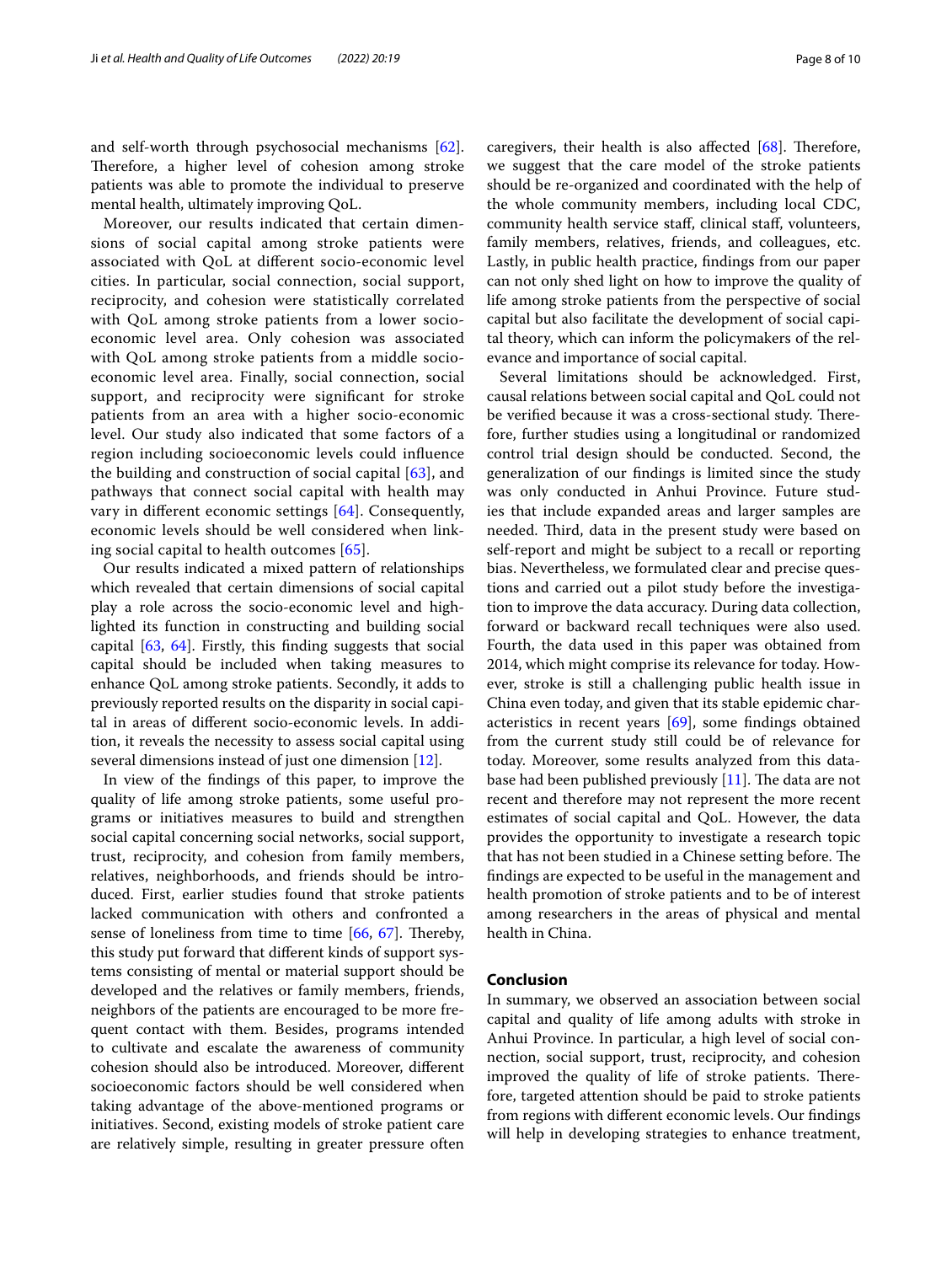and self-worth through psychosocial mechanisms [62]. Therefore, a higher level of cohesion among stroke patients was able to promote the individual to preserve mental health, ultimately improving QoL.

Moreover, our results indicated that certain dimensions of social capital among stroke patients were associated with QoL at different socio-economic level cities. In particular, social connection, social support, reciprocity, and cohesion were statistically correlated with QoL among stroke patients from a lower socio-economic level area. Only cohesion was associated with QoL among stroke patients from a middle socio-economic level area. Finally, social connection, social support, and reciprocity were significant for stroke patients from an area with a higher socio-economic level. Our study also indicated that some factors of a region including socioeconomic levels could influence the building and construction of social capital [63], and pathways that connect social capital with health may vary in different economic settings [64]. Consequently, economic levels should be well considered when linking social capital to health outcomes [65].

Our results indicated a mixed pattern of relationships which revealed that certain dimensions of social capital play a role across the socio-economic level and highlighted its function in constructing and building social capital [63, 64]. Firstly, this finding suggests that social capital should be included when taking measures to enhance QoL among stroke patients. Secondly, it adds to previously reported results on the disparity in social capital in areas of different socio-economic levels. In addition, it reveals the necessity to assess social capital using several dimensions instead of just one dimension [12].

In view of the findings of this paper, to improve the quality of life among stroke patients, some useful programs or initiatives measures to build and strengthen social capital concerning social networks, social support, trust, reciprocity, and cohesion from family members, relatives, neighborhoods, and friends should be introduced. First, earlier studies found that stroke patients lacked communication with others and confronted a sense of loneliness from time to time [66, 67]. Thereby, this study put forward that different kinds of support systems consisting of mental or material support should be developed and the relatives or family members, friends, neighbors of the patients are encouraged to be more frequent contact with them. Besides, programs intended to cultivate and escalate the awareness of community cohesion should also be introduced. Moreover, different socioeconomic factors should be well considered when taking advantage of the above-mentioned programs or initiatives. Second, existing models of stroke patient care are relatively simple, resulting in greater pressure often caregivers, their health is also affected [68]. Therefore, we suggest that the care model of the stroke patients should be re-organized and coordinated with the help of the whole community members, including local CDC, community health service staff, clinical staff, volunteers, family members, relatives, friends, and colleagues, etc. Lastly, in public health practice, findings from our paper can not only shed light on how to improve the quality of life among stroke patients from the perspective of social capital but also facilitate the development of social capital theory, which can inform the policymakers of the relevance and importance of social capital.

Several limitations should be acknowledged. First, causal relations between social capital and QoL could not be verified because it was a cross-sectional study. Therefore, further studies using a longitudinal or randomized control trial design should be conducted. Second, the generalization of our findings is limited since the study was only conducted in Anhui Province. Future studies that include expanded areas and larger samples are needed. Third, data in the present study were based on self-report and might be subject to a recall or reporting bias. Nevertheless, we formulated clear and precise questions and carried out a pilot study before the investigation to improve the data accuracy. During data collection, forward or backward recall techniques were also used. Fourth, the data used in this paper was obtained from 2014, which might comprise its relevance for today. However, stroke is still a challenging public health issue in China even today, and given that its stable epidemic characteristics in recent years [69], some findings obtained from the current study still could be of relevance for today. Moreover, some results analyzed from this database had been published previously [11]. The data are not recent and therefore may not represent the more recent estimates of social capital and QoL. However, the data provides the opportunity to investigate a research topic that has not been studied in a Chinese setting before. The findings are expected to be useful in the management and health promotion of stroke patients and to be of interest among researchers in the areas of physical and mental health in China.

## Conclusion

In summary, we observed an association between social capital and quality of life among adults with stroke in Anhui Province. In particular, a high level of social connection, social support, trust, reciprocity, and cohesion improved the quality of life of stroke patients. Therefore, targeted attention should be paid to stroke patients from regions with different economic levels. Our findings will help in developing strategies to enhance treatment,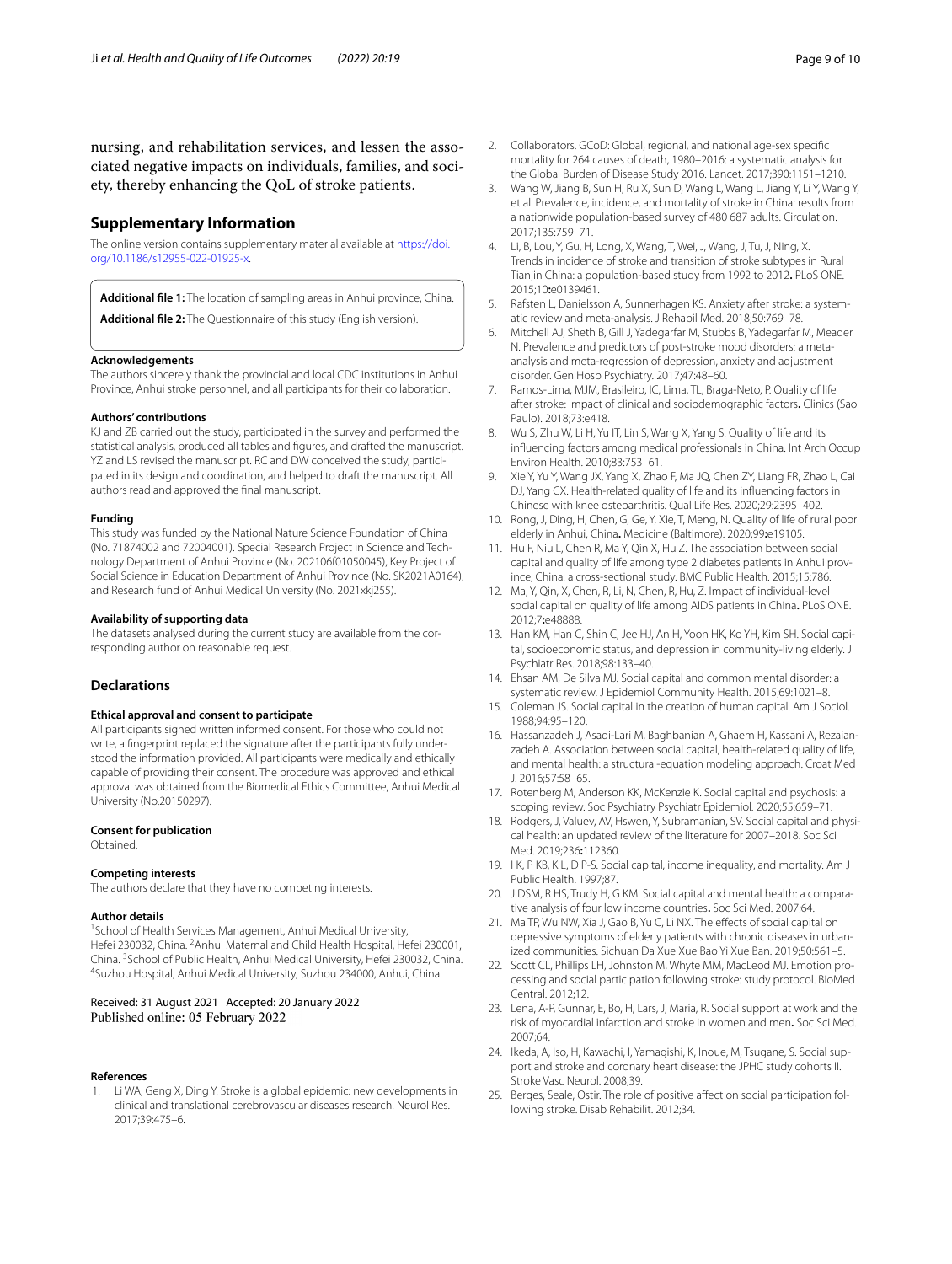nursing, and rehabilitation services, and lessen the associated negative impacts on individuals, families, and society, thereby enhancing the QoL of stroke patients.

## Supplementary Information

The online version contains supplementary material available at https://doi.org/10.1186/s12955-022-01925-x.

**Additional file 1:** The location of sampling areas in Anhui province, China.

**Additional file 2:** The Questionnaire of this study (English version).

#### Acknowledgements

The authors sincerely thank the provincial and local CDC institutions in Anhui Province, Anhui stroke personnel, and all participants for their collaboration.

#### Authors' contributions

KJ and ZB carried out the study, participated in the survey and performed the statistical analysis, produced all tables and figures, and drafted the manuscript. YZ and LS revised the manuscript. RC and DW conceived the study, participated in its design and coordination, and helped to draft the manuscript. All authors read and approved the final manuscript.

#### Funding

This study was funded by the National Nature Science Foundation of China (No. 71874002 and 72004001). Special Research Project in Science and Technology Department of Anhui Province (No. 202106f01050045), Key Project of Social Science in Education Department of Anhui Province (No. SK2021A0164), and Research fund of Anhui Medical University (No. 2021xkj255).

#### Availability of supporting data

The datasets analysed during the current study are available from the corresponding author on reasonable request.

## Declarations

#### Ethical approval and consent to participate

All participants signed written informed consent. For those who could not write, a fingerprint replaced the signature after the participants fully understood the information provided. All participants were medically and ethically capable of providing their consent. The procedure was approved and ethical approval was obtained from the Biomedical Ethics Committee, Anhui Medical University (No.20150297).

#### Consent for publication

Obtained.

#### Competing interests

The authors declare that they have no competing interests.

#### Author details

[1]School of Health Services Management, Anhui Medical University, Hefei 230032, China. [2]Anhui Maternal and Child Health Hospital, Hefei 230001, China. [3]School of Public Health, Anhui Medical University, Hefei 230032, China. [4]Suzhou Hospital, Anhui Medical University, Suzhou 234000, Anhui, China.

Received: 31 August 2021 Accepted: 20 January 2022
Published online: 05 February 2022

#### References

1. Li WA, Geng X, Ding Y. Stroke is a global epidemic: new developments in clinical and translational cerebrovascular diseases research. Neurol Res. 2017;39:475–6.
2. Collaborators. GCoD: Global, regional, and national age-sex specific mortality for 264 causes of death, 1980–2016: a systematic analysis for the Global Burden of Disease Study 2016. Lancet. 2017;390:1151–1210.
3. Wang W, Jiang B, Sun H, Ru X, Sun D, Wang L, Wang L, Jiang Y, Li Y, Wang Y, et al. Prevalence, incidence, and mortality of stroke in China: results from a nationwide population-based survey of 480 687 adults. Circulation. 2017;135:759–71.
4. Li, B, Lou, Y, Gu, H, Long, X, Wang, T, Wei, J, Wang, J, Tu, J, Ning, X. Trends in incidence of stroke and transition of stroke subtypes in Rural Tianjin China: a population-based study from 1992 to 2012**.** PLoS ONE. 2015;10**:**e0139461.
5. Rafsten L, Danielsson A, Sunnerhagen KS. Anxiety after stroke: a systematic review and meta-analysis. J Rehabil Med. 2018;50:769–78.
6. Mitchell AJ, Sheth B, Gill J, Yadegarfar M, Stubbs B, Yadegarfar M, Meader N. Prevalence and predictors of post-stroke mood disorders: a meta-analysis and meta-regression of depression, anxiety and adjustment disorder. Gen Hosp Psychiatry. 2017;47:48–60.
7. Ramos-Lima, MJM, Brasileiro, IC, Lima, TL, Braga-Neto, P. Quality of life after stroke: impact of clinical and sociodemographic factors**.** Clinics (Sao Paulo). 2018;73:e418.
8. Wu S, Zhu W, Li H, Yu IT, Lin S, Wang X, Yang S. Quality of life and its influencing factors among medical professionals in China. Int Arch Occup Environ Health. 2010;83:753–61.
9. Xie Y, Yu Y, Wang JX, Yang X, Zhao F, Ma JQ, Chen ZY, Liang FR, Zhao L, Cai DJ, Yang CX. Health-related quality of life and its influencing factors in Chinese with knee osteoarthritis. Qual Life Res. 2020;29:2395–402.
10. Rong, J, Ding, H, Chen, G, Ge, Y, Xie, T, Meng, N. Quality of life of rural poor elderly in Anhui, China**.** Medicine (Baltimore). 2020;99**:**e19105.
11. Hu F, Niu L, Chen R, Ma Y, Qin X, Hu Z. The association between social capital and quality of life among type 2 diabetes patients in Anhui province, China: a cross-sectional study. BMC Public Health. 2015;15:786.
12. Ma, Y, Qin, X, Chen, R, Li, N, Chen, R, Hu, Z. Impact of individual-level social capital on quality of life among AIDS patients in China**.** PLoS ONE. 2012;7**:**e48888.
13. Han KM, Han C, Shin C, Jee HJ, An H, Yoon HK, Ko YH, Kim SH. Social capital, socioeconomic status, and depression in community-living elderly. J Psychiatr Res. 2018;98:133–40.
14. Ehsan AM, De Silva MJ. Social capital and common mental disorder: a systematic review. J Epidemiol Community Health. 2015;69:1021–8.
15. Coleman JS. Social capital in the creation of human capital. Am J Sociol. 1988;94:95–120.
16. Hassanzadeh J, Asadi-Lari M, Baghbanian A, Ghaem H, Kassani A, Rezaianzadeh A. Association between social capital, health-related quality of life, and mental health: a structural-equation modeling approach. Croat Med J. 2016;57:58–65.
17. Rotenberg M, Anderson KK, McKenzie K. Social capital and psychosis: a scoping review. Soc Psychiatry Psychiatr Epidemiol. 2020;55:659–71.
18. Rodgers, J, Valuev, AV, Hswen, Y, Subramanian, SV. Social capital and physical health: an updated review of the literature for 2007–2018. Soc Sci Med. 2019;236**:**112360.
19. I K, P KB, K L, D P-S. Social capital, income inequality, and mortality. Am J Public Health. 1997;87.
20. J DSM, R HS, Trudy H, G KM. Social capital and mental health: a comparative analysis of four low income countries**.** Soc Sci Med. 2007;64.
21. Ma TP, Wu NW, Xia J, Gao B, Yu C, Li NX. The effects of social capital on depressive symptoms of elderly patients with chronic diseases in urbanized communities. Sichuan Da Xue Xue Bao Yi Xue Ban. 2019;50:561–5.
22. Scott CL, Phillips LH, Johnston M, Whyte MM, MacLeod MJ. Emotion processing and social participation following stroke: study protocol. BioMed Central. 2012;12.
23. Lena, A-P, Gunnar, E, Bo, H, Lars, J, Maria, R. Social support at work and the risk of myocardial infarction and stroke in women and men**.** Soc Sci Med. 2007;64.
24. Ikeda, A, Iso, H, Kawachi, I, Yamagishi, K, Inoue, M, Tsugane, S. Social support and stroke and coronary heart disease: the JPHC study cohorts II. Stroke Vasc Neurol. 2008;39.
25. Berges, Seale, Ostir. The role of positive affect on social participation following stroke. Disab Rehabilit. 2012;34.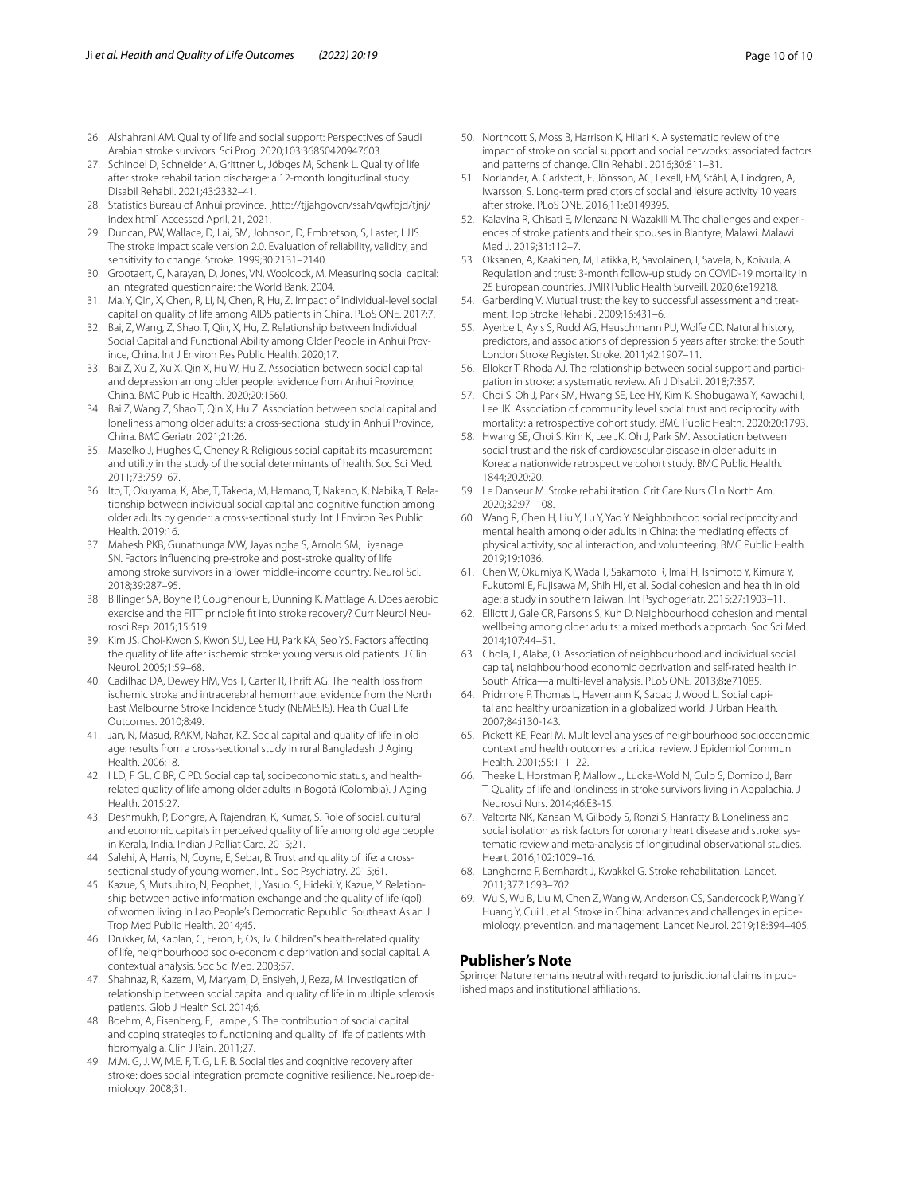26. Alshahrani AM. Quality of life and social support: Perspectives of Saudi Arabian stroke survivors. Sci Prog. 2020;103:36850420947603.
27. Schindel D, Schneider A, Grittner U, Jöbges M, Schenk L. Quality of life after stroke rehabilitation discharge: a 12-month longitudinal study. Disabil Rehabil. 2021;43:2332–41.
28. Statistics Bureau of Anhui province. [http://tjjahgovcn/ssah/qwfbjd/tjnj/index.html] Accessed April, 21, 2021.
29. Duncan, PW, Wallace, D, Lai, SM, Johnson, D, Embretson, S, Laster, LJJS. The stroke impact scale version 2.0. Evaluation of reliability, validity, and sensitivity to change. Stroke. 1999;30:2131–2140.
30. Grootaert, C, Narayan, D, Jones, VN, Woolcock, M. Measuring social capital: an integrated questionnaire: the World Bank. 2004.
31. Ma, Y, Qin, X, Chen, R, Li, N, Chen, R, Hu, Z. Impact of individual-level social capital on quality of life among AIDS patients in China. PLoS ONE. 2017;7.
32. Bai, Z, Wang, Z, Shao, T, Qin, X, Hu, Z. Relationship between Individual Social Capital and Functional Ability among Older People in Anhui Province, China. Int J Environ Res Public Health. 2020;17.
33. Bai Z, Xu Z, Xu X, Qin X, Hu W, Hu Z. Association between social capital and depression among older people: evidence from Anhui Province, China. BMC Public Health. 2020;20:1560.
34. Bai Z, Wang Z, Shao T, Qin X, Hu Z. Association between social capital and loneliness among older adults: a cross-sectional study in Anhui Province, China. BMC Geriatr. 2021;21:26.
35. Maselko J, Hughes C, Cheney R. Religious social capital: its measurement and utility in the study of the social determinants of health. Soc Sci Med. 2011;73:759–67.
36. Ito, T, Okuyama, K, Abe, T, Takeda, M, Hamano, T, Nakano, K, Nabika, T. Relationship between individual social capital and cognitive function among older adults by gender: a cross-sectional study. Int J Environ Res Public Health. 2019;16.
37. Mahesh PKB, Gunathunga MW, Jayasinghe S, Arnold SM, Liyanage SN. Factors influencing pre-stroke and post-stroke quality of life among stroke survivors in a lower middle-income country. Neurol Sci. 2018;39:287–95.
38. Billinger SA, Boyne P, Coughenour E, Dunning K, Mattlage A. Does aerobic exercise and the FITT principle fit into stroke recovery? Curr Neurol Neurosci Rep. 2015;15:519.
39. Kim JS, Choi-Kwon S, Kwon SU, Lee HJ, Park KA, Seo YS. Factors affecting the quality of life after ischemic stroke: young versus old patients. J Clin Neurol. 2005;1:59–68.
40. Cadilhac DA, Dewey HM, Vos T, Carter R, Thrift AG. The health loss from ischemic stroke and intracerebral hemorrhage: evidence from the North East Melbourne Stroke Incidence Study (NEMESIS). Health Qual Life Outcomes. 2010;8:49.
41. Jan, N, Masud, RAKM, Nahar, KZ. Social capital and quality of life in old age: results from a cross-sectional study in rural Bangladesh. J Aging Health. 2006;18.
42. I LD, F GL, C BR, C PD. Social capital, socioeconomic status, and health-related quality of life among older adults in Bogotá (Colombia). J Aging Health. 2015;27.
43. Deshmukh, P, Dongre, A, Rajendran, K, Kumar, S. Role of social, cultural and economic capitals in perceived quality of life among old age people in Kerala, India. Indian J Palliat Care. 2015;21.
44. Salehi, A, Harris, N, Coyne, E, Sebar, B. Trust and quality of life: a cross-sectional study of young women. Int J Soc Psychiatry. 2015;61.
45. Kazue, S, Mutsuhiro, N, Peophet, L, Yasuo, S, Hideki, Y, Kazue, Y. Relationship between active information exchange and the quality of life (qol) of women living in Lao People's Democratic Republic. Southeast Asian J Trop Med Public Health. 2014;45.
46. Drukker, M, Kaplan, C, Feron, F, Os, Jv. Children"s health-related quality of life, neighbourhood socio-economic deprivation and social capital. A contextual analysis. Soc Sci Med. 2003;57.
47. Shahnaz, R, Kazem, M, Maryam, D, Ensiyeh, J, Reza, M. Investigation of relationship between social capital and quality of life in multiple sclerosis patients. Glob J Health Sci. 2014;6.
48. Boehm, A, Eisenberg, E, Lampel, S. The contribution of social capital and coping strategies to functioning and quality of life of patients with fibromyalgia. Clin J Pain. 2011;27.
49. M.M. G, J. W, M.E. F, T. G, L.F. B. Social ties and cognitive recovery after stroke: does social integration promote cognitive resilience. Neuroepidemiology. 2008;31.
50. Northcott S, Moss B, Harrison K, Hilari K. A systematic review of the impact of stroke on social support and social networks: associated factors and patterns of change. Clin Rehabil. 2016;30:811–31.
51. Norlander, A, Carlstedt, E, Jönsson, AC, Lexell, EM, Ståhl, A, Lindgren, A, Iwarsson, S. Long-term predictors of social and leisure activity 10 years after stroke. PLoS ONE. 2016;11:e0149395.
52. Kalavina R, Chisati E, Mlenzana N, Wazakili M. The challenges and experiences of stroke patients and their spouses in Blantyre, Malawi. Malawi Med J. 2019;31:112–7.
53. Oksanen, A, Kaakinen, M, Latikka, R, Savolainen, I, Savela, N, Koivula, A. Regulation and trust: 3-month follow-up study on COVID-19 mortality in 25 European countries. JMIR Public Health Surveill. 2020;6:e19218.
54. Garberding V. Mutual trust: the key to successful assessment and treatment. Top Stroke Rehabil. 2009;16:431–6.
55. Ayerbe L, Ayis S, Rudd AG, Heuschmann PU, Wolfe CD. Natural history, predictors, and associations of depression 5 years after stroke: the South London Stroke Register. Stroke. 2011;42:1907–11.
56. Elloker T, Rhoda AJ. The relationship between social support and participation in stroke: a systematic review. Afr J Disabil. 2018;7:357.
57. Choi S, Oh J, Park SM, Hwang SE, Lee HY, Kim K, Shobugawa Y, Kawachi I, Lee JK. Association of community level social trust and reciprocity with mortality: a retrospective cohort study. BMC Public Health. 2020;20:1793.
58. Hwang SE, Choi S, Kim K, Lee JK, Oh J, Park SM. Association between social trust and the risk of cardiovascular disease in older adults in Korea: a nationwide retrospective cohort study. BMC Public Health. 1844;2020:20.
59. Le Danseur M. Stroke rehabilitation. Crit Care Nurs Clin North Am. 2020;32:97–108.
60. Wang R, Chen H, Liu Y, Lu Y, Yao Y. Neighborhood social reciprocity and mental health among older adults in China: the mediating effects of physical activity, social interaction, and volunteering. BMC Public Health. 2019;19:1036.
61. Chen W, Okumiya K, Wada T, Sakamoto R, Imai H, Ishimoto Y, Kimura Y, Fukutomi E, Fujisawa M, Shih HI, et al. Social cohesion and health in old age: a study in southern Taiwan. Int Psychogeriatr. 2015;27:1903–11.
62. Elliott J, Gale CR, Parsons S, Kuh D. Neighbourhood cohesion and mental wellbeing among older adults: a mixed methods approach. Soc Sci Med. 2014;107:44–51.
63. Chola, L, Alaba, O. Association of neighbourhood and individual social capital, neighbourhood economic deprivation and self-rated health in South Africa—a multi-level analysis. PLoS ONE. 2013;8:e71085.
64. Pridmore P, Thomas L, Havemann K, Sapag J, Wood L. Social capital and healthy urbanization in a globalized world. J Urban Health. 2007;84:i130-143.
65. Pickett KE, Pearl M. Multilevel analyses of neighbourhood socioeconomic context and health outcomes: a critical review. J Epidemiol Commun Health. 2001;55:111–22.
66. Theeke L, Horstman P, Mallow J, Lucke-Wold N, Culp S, Domico J, Barr T. Quality of life and loneliness in stroke survivors living in Appalachia. J Neurosci Nurs. 2014;46:E3-15.
67. Valtorta NK, Kanaan M, Gilbody S, Ronzi S, Hanratty B. Loneliness and social isolation as risk factors for coronary heart disease and stroke: systematic review and meta-analysis of longitudinal observational studies. Heart. 2016;102:1009–16.
68. Langhorne P, Bernhardt J, Kwakkel G. Stroke rehabilitation. Lancet. 2011;377:1693–702.
69. Wu S, Wu B, Liu M, Chen Z, Wang W, Anderson CS, Sandercock P, Wang Y, Huang Y, Cui L, et al. Stroke in China: advances and challenges in epidemiology, prevention, and management. Lancet Neurol. 2019;18:394–405.

## Publisher's Note

Springer Nature remains neutral with regard to jurisdictional claims in published maps and institutional affiliations.